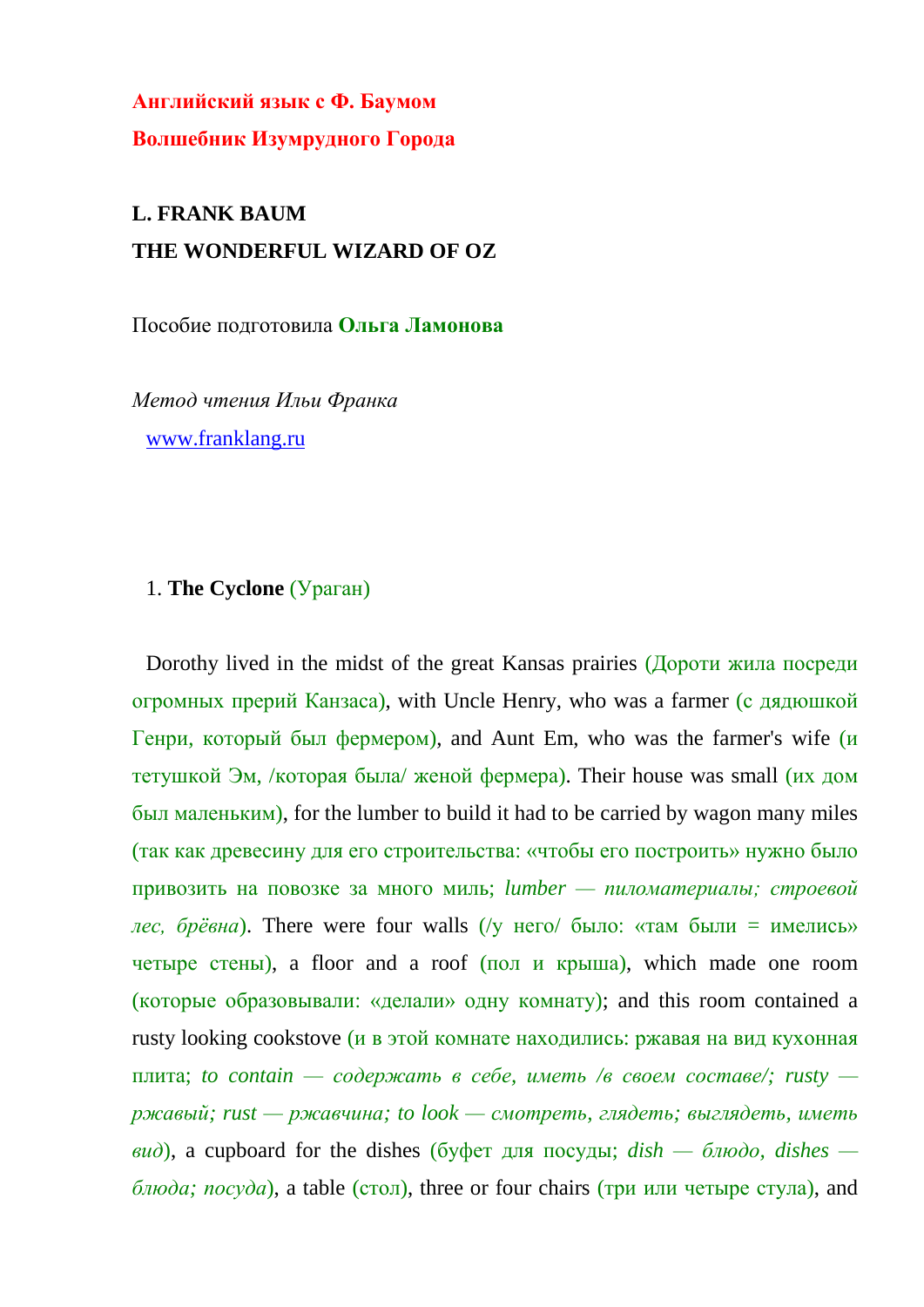**Английский язык с Ф. Баумом**

**Волшебник Изумрудного Города**

**L. FRANK BAUM**

**THE WONDERFUL WIZARD OF OZ**

Пособие подготовила **Ольга Ламонова**

*Метод чтения Ильи Франка*

www.franklang.ru

## 1. **The Cyclone** (Ураган)

Dorothy lived in the midst of the great Kansas prairies (Дороти жила посреди огромных прерий Канзаса), with Uncle Henry, who was a farmer (с дядюшкой Генри, который был фермером), and Aunt Em, who was the farmer's wife (и тетушкой Эм, /которая была/ женой фермера). Their house was small (их дом был маленьким), for the lumber to build it had to be carried by wagon many miles (так как древесину для его строительства: «чтобы его построить» нужно было привозить на повозке за много миль; *lumber — пиломатериалы; строевой лес, брёвна*). There were four walls (/у него/ было: «там были = имелись» четыре стены), a floor and a roof (пол и крыша), which made one room (которые образовывали: «делали» одну комнату); and this room contained a rusty looking cookstove (и в этой комнате находились: ржавая на вид кухонная плита; *to contain — содержать в себе, иметь /в своем составе/; rusty — ржавый; rust — ржавчина; to look — смотреть, глядеть; выглядеть, иметь вид*), a cupboard for the dishes (буфет для посуды; *dish — блюдо, dishes — блюда; посуда*), a table (стол), three or four chairs (три или четыре стула), and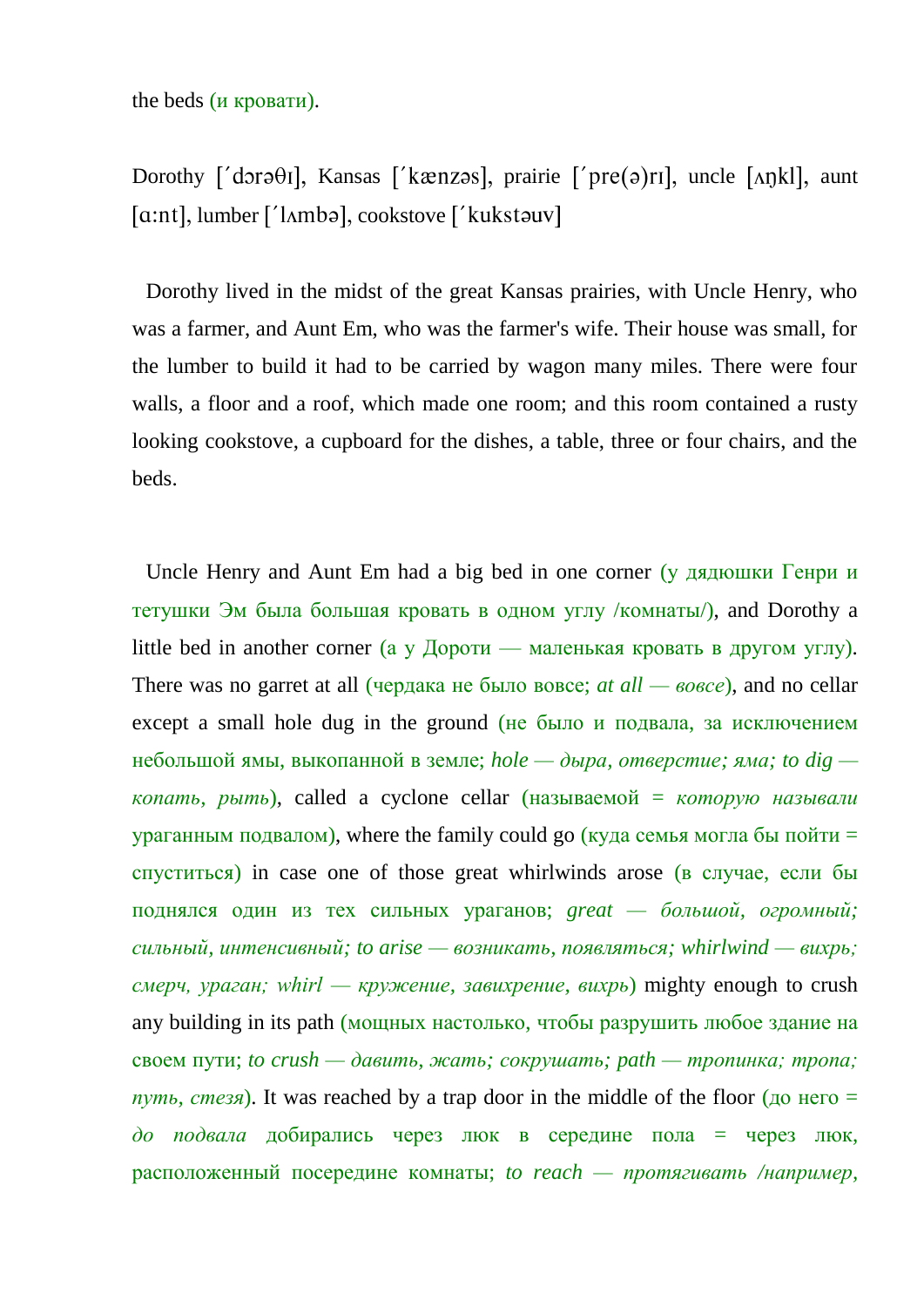the beds (и кровати).

Dorothy [ˊdɔrəθɪ], Kansas [ˊkænzəs], prairie [ˊpre(ə)rɪ], uncle [ʌŋkl], aunt [ɑ:nt], lumber [ˊlʌmbə], cookstove [ˊkukstəuv]

Dorothy lived in the midst of the great Kansas prairies, with Uncle Henry, who was a farmer, and Aunt Em, who was the farmer's wife. Their house was small, for the lumber to build it had to be carried by wagon many miles. There were four walls, a floor and a roof, which made one room; and this room contained a rusty looking cookstove, a cupboard for the dishes, a table, three or four chairs, and the beds.

Uncle Henry and Aunt Em had a big bed in one corner (у дядюшки Генри и тетушки Эм была большая кровать в одном углу /комнаты/), and Dorothy a little bed in another corner (а у Дороти — маленькая кровать в другом углу). There was no garret at all (чердака не было вовсе; *at all — вовсе*), and no cellar except a small hole dug in the ground (не было и подвала, за исключением небольшой ямы, выкопанной в земле; *hole — дыра, отверстие; яма; to dig — копать, рыть*), called a cyclone cellar (называемой = *которую называли* ураганным подвалом), where the family could go (куда семья могла бы пойти = спуститься) in case one of those great whirlwinds arose (в случае, если бы поднялся один из тех сильных ураганов; *great — большой, огромный; сильный, интенсивный; to arise — возникать, появляться; whirlwind — вихрь; смерч, ураган; whirl — кружение, завихрение, вихрь*) mighty enough to crush any building in its path (мощных настолько, чтобы разрушить любое здание на своем пути; *to crush — давить, жать; сокрушать; path — тропинка; тропа; путь, стезя*). It was reached by a trap door in the middle of the floor (до него = *до подвала* добирались через люк в середине пола = через люк, расположенный посередине комнаты; *to reach — протягивать /например,*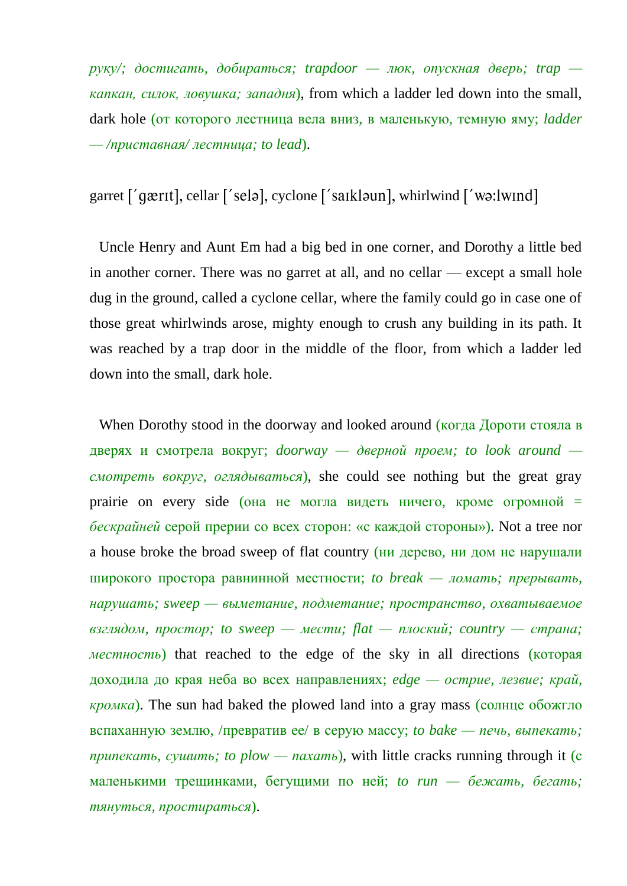*руку/; достигать, добираться; trapdoor — люк, опускная дверь; trap — капкан, силок, ловушка; западня*), from which a ladder led down into the small, dark hole (от которого лестница вела вниз, в маленькую, темную яму; *ladder — /приставная/ лестница; to lead*).

garret [ˊɡærɪt], cellar [ˊselə], cyclone [ˊsaɪkləun], whirlwind [ˊwə:lwɪnd]

Uncle Henry and Aunt Em had a big bed in one corner, and Dorothy a little bed in another corner. There was no garret at all, and no cellar — except a small hole dug in the ground, called a cyclone cellar, where the family could go in case one of those great whirlwinds arose, mighty enough to crush any building in its path. It was reached by a trap door in the middle of the floor, from which a ladder led down into the small, dark hole.

When Dorothy stood in the doorway and looked around (когда Дороти стояла в дверях и смотрела вокруг; *doorway — дверной проем; to look around — смотреть вокруг, оглядываться*), she could see nothing but the great gray prairie on every side (она не могла видеть ничего, кроме огромной = *бескрайней* серой прерии со всех сторон: «с каждой стороны»). Not a tree nor a house broke the broad sweep of flat country (ни дерево, ни дом не нарушали широкого простора равнинной местности; *to break — ломать; прерывать, нарушать; sweep — выметание, подметание; пространство, охватываемое взглядом, простор; to sweep — мести; flat — плоский; country — страна; местность*) that reached to the edge of the sky in all directions (которая доходила до края неба во всех направлениях; *edge — острие, лезвие; край, кромка*). The sun had baked the plowed land into a gray mass (солнце обожгло вспаханную землю, /превратив ее/ в серую массу; *to bake — печь, выпекать; припекать, сушить; to plow — пахать*), with little cracks running through it (с маленькими трещинками, бегущими по ней; *to run — бежать, бегать; тянуться, простираться*).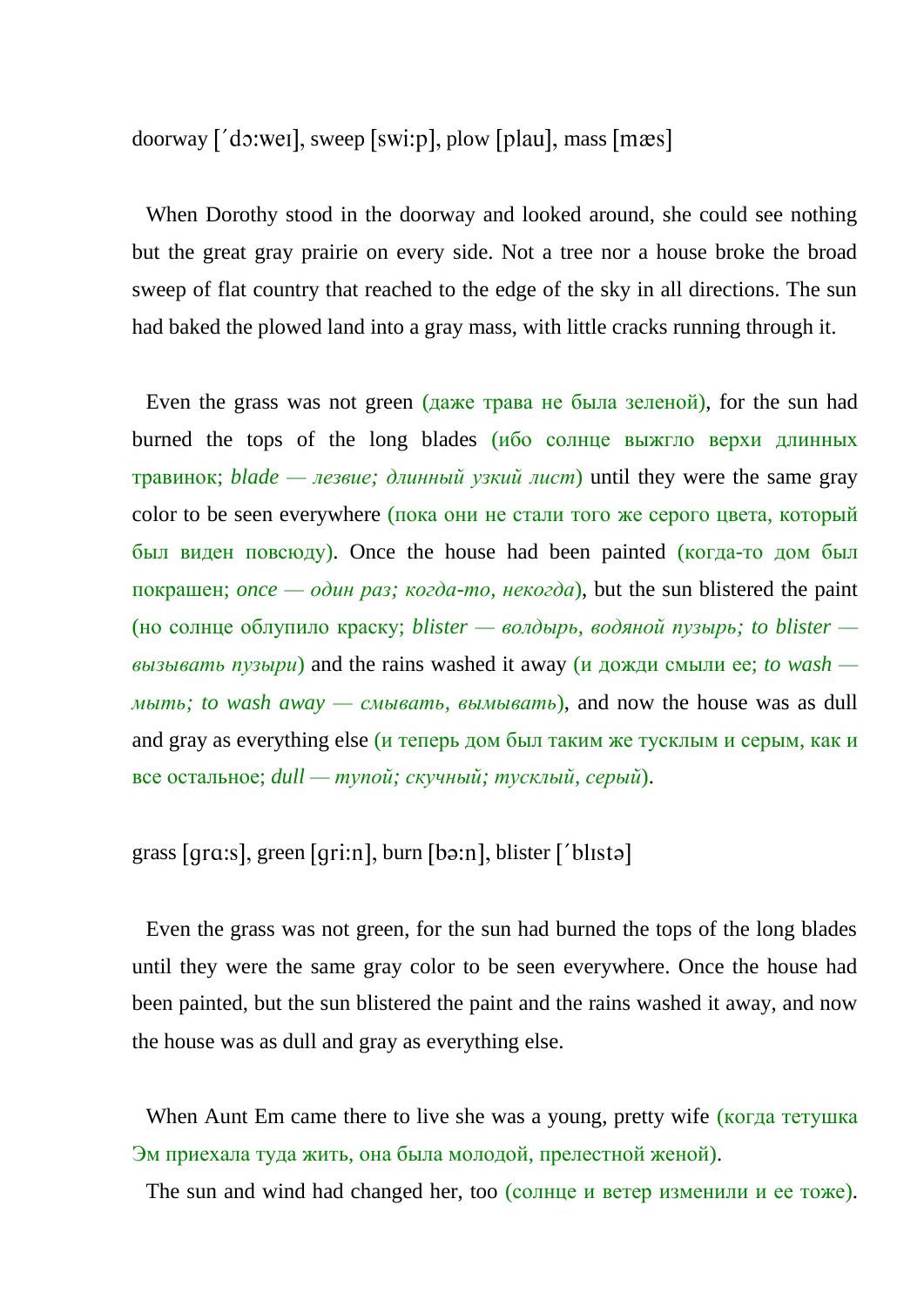doorway [ˊdɔ:weı], sweep [swi:p], plow [plau], mass [mæs]

When Dorothy stood in the doorway and looked around, she could see nothing but the great gray prairie on every side. Not a tree nor a house broke the broad sweep of flat country that reached to the edge of the sky in all directions. The sun had baked the plowed land into a gray mass, with little cracks running through it.

Even the grass was not green (даже трава не была зеленой), for the sun had burned the tops of the long blades (ибо солнце выжгло верхи длинных травинок; *blade — лезвие; длинный узкий лист*) until they were the same gray color to be seen everywhere (пока они не стали того же серого цвета, который был виден повсюду). Once the house had been painted (когда-то дом был покрашен; *once — один раз; когда-то, некогда*), but the sun blistered the paint (но солнце облупило краску; *blister — волдырь, водяной пузырь; to blister — вызывать пузыри*) and the rains washed it away (и дожди смыли ее; *to wash — мыть; to wash away — смывать, вымывать*), and now the house was as dull and gray as everything else (и теперь дом был таким же тусклым и серым, как и все остальное; *dull — тупой; скучный; тусклый, серый*).

grass [grɑ:s], green [gri:n], burn [bə:n], blister [ˊblıstə]

Even the grass was not green, for the sun had burned the tops of the long blades until they were the same gray color to be seen everywhere. Once the house had been painted, but the sun blistered the paint and the rains washed it away, and now the house was as dull and gray as everything else.

When Aunt Em came there to live she was a young, pretty wife (когда тетушка Эм приехала туда жить, она была молодой, прелестной женой).

The sun and wind had changed her, too (солнце и ветер изменили и ее тоже).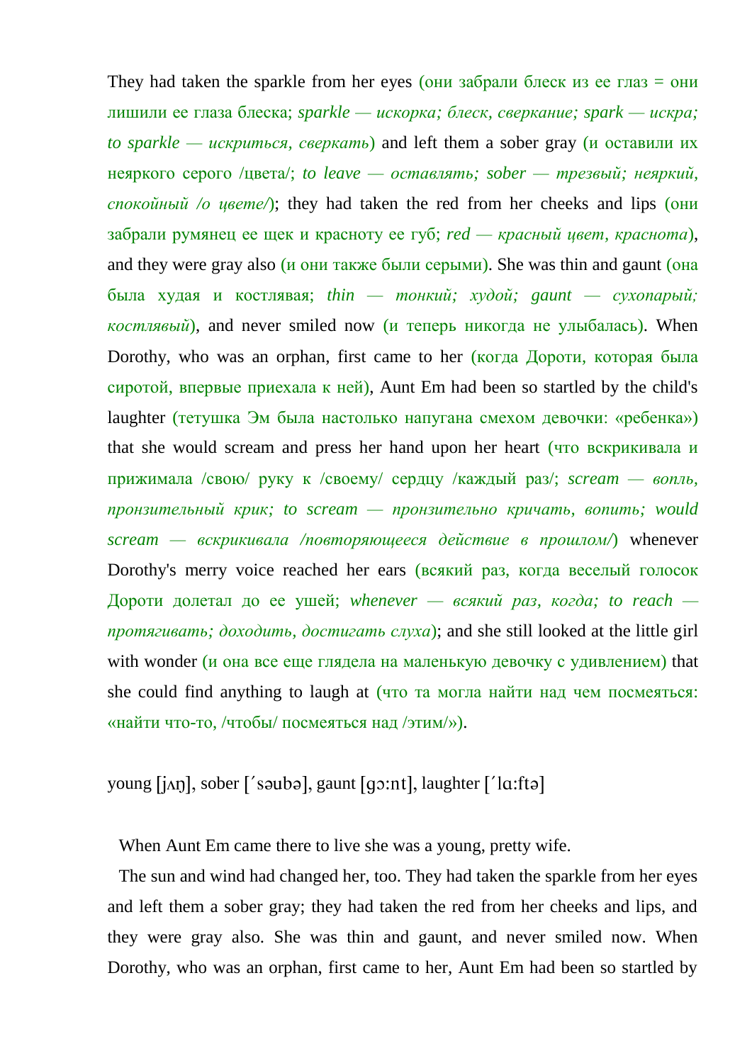They had taken the sparkle from her eyes (они забрали блеск из ее глаз = они лишили ее глаза блеска; *sparkle — искорка; блеск, сверкание; spark — искра; to sparkle — искриться, сверкать*) and left them a sober gray (и оставили их неяркого серого /цвета/; *to leave — оставлять; sober — трезвый; неяркий, спокойный /о цвете/*); they had taken the red from her cheeks and lips (они забрали румянец ее щек и красноту ее губ; *red — красный цвет, краснота*), and they were gray also (и они также были серыми). She was thin and gaunt (она была худая и костлявая; *thin — тонкий; худой; gaunt — сухопарый; костлявый*), and never smiled now (и теперь никогда не улыбалась). When Dorothy, who was an orphan, first came to her (когда Дороти, которая была сиротой, впервые приехала к ней), Aunt Em had been so startled by the child's laughter (тетушка Эм была настолько напугана смехом девочки: «ребенка») that she would scream and press her hand upon her heart (что вскрикивала и прижимала /свою/ руку к /своему/ сердцу /каждый раз/; *scream — вопль, пронзительный крик; to scream — пронзительно кричать, вопить; would scream — вскрикивала /повторяющееся действие в прошлом/*) whenever Dorothy's merry voice reached her ears (всякий раз, когда веселый голосок Дороти долетал до ее ушей; *whenever — всякий раз, когда; to reach — протягивать; доходить, достигать слуха*); and she still looked at the little girl with wonder (и она все еще глядела на маленькую девочку с удивлением) that she could find anything to laugh at (что та могла найти над чем посмеяться: «найти что-то, /чтобы/ посмеяться над /этим/»).

young [jʌŋ], sober [ˊsəubə], gaunt [gɔ:nt], laughter [ˊlɑ:ftə]

When Aunt Em came there to live she was a young, pretty wife.

The sun and wind had changed her, too. They had taken the sparkle from her eyes and left them a sober gray; they had taken the red from her cheeks and lips, and they were gray also. She was thin and gaunt, and never smiled now. When Dorothy, who was an orphan, first came to her, Aunt Em had been so startled by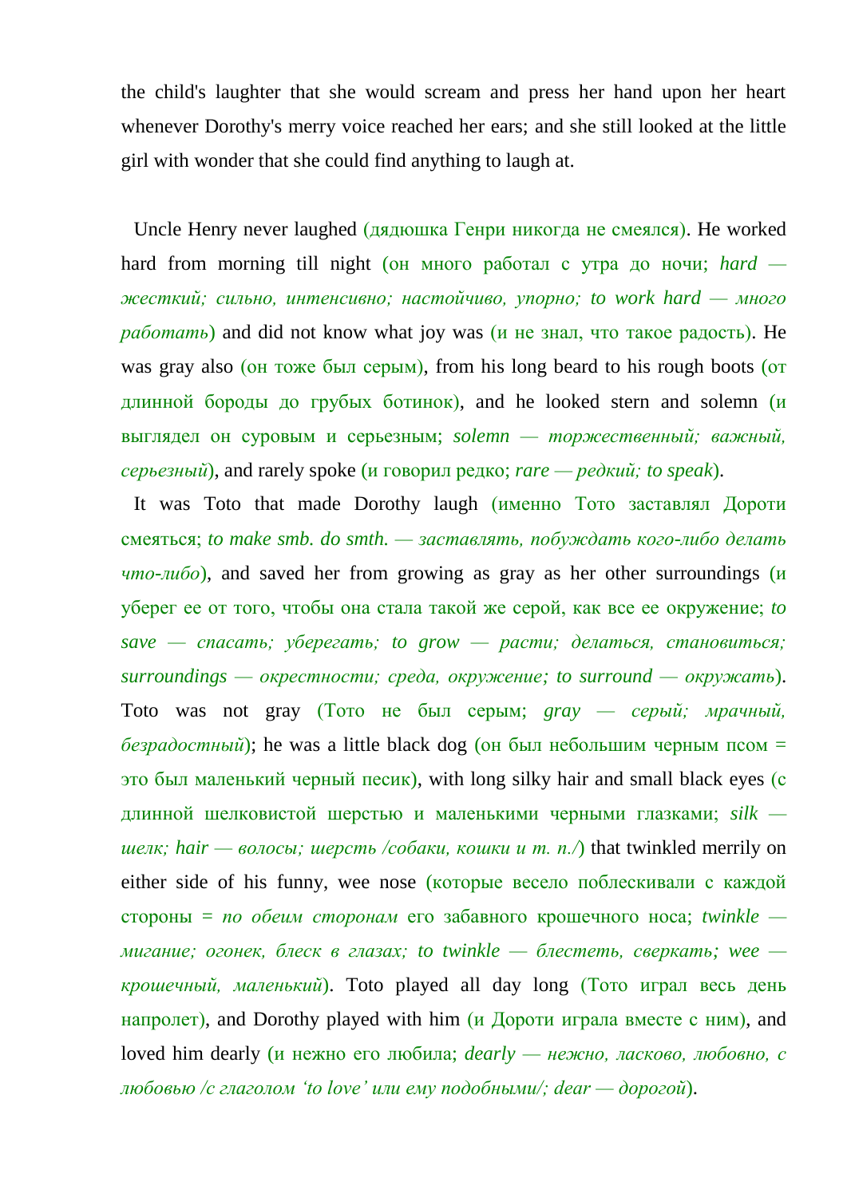the child's laughter that she would scream and press her hand upon her heart whenever Dorothy's merry voice reached her ears; and she still looked at the little girl with wonder that she could find anything to laugh at.

Uncle Henry never laughed (дядюшка Генри никогда не смеялся). He worked hard from morning till night (он много работал с утра до ночи; *hard — жесткий; сильно, интенсивно; настойчиво, упорно; to work hard — много работать*) and did not know what joy was (и не знал, что такое радость). He was gray also (он тоже был серым), from his long beard to his rough boots (от длинной бороды до грубых ботинок), and he looked stern and solemn (и выглядел он суровым и серьезным; *solemn — торжественный; важный, серьезный*), and rarely spoke (и говорил редко; *rare — редкий; to speak*).

It was Toto that made Dorothy laugh (именно Тото заставлял Дороти смеяться; *to make smb. do smth. — заставлять, побуждать кого-либо делать что-либо*), and saved her from growing as gray as her other surroundings (и уберег ее от того, чтобы она стала такой же серой, как все ее окружение; *to save — спасать; уберегать; to grow — расти; делаться, становиться; surroundings — окрестности; среда, окружение; to surround — окружать*). Toto was not gray (Тото не был серым; *gray — серый; мрачный, безрадостный*); he was a little black dog (он был небольшим черным псом = это был маленький черный песик), with long silky hair and small black eyes (с длинной шелковистой шерстью и маленькими черными глазками; *silk — шелк; hair — волосы; шерсть /собаки, кошки и т. п./*) that twinkled merrily on either side of his funny, wee nose (которые весело поблескивали с каждой стороны = *по обеим сторонам* его забавного крошечного носа; *twinkle — мигание; огонек, блеск в глазах; to twinkle — блестеть, сверкать; wee — крошечный, маленький*). Toto played all day long (Тото играл весь день напролет), and Dorothy played with him (и Дороти играла вместе с ним), and loved him dearly (и нежно его любила; *dearly — нежно, ласково, любовно, с любовью /с глаголом 'to love' или ему подобными/; dear — дорогой*).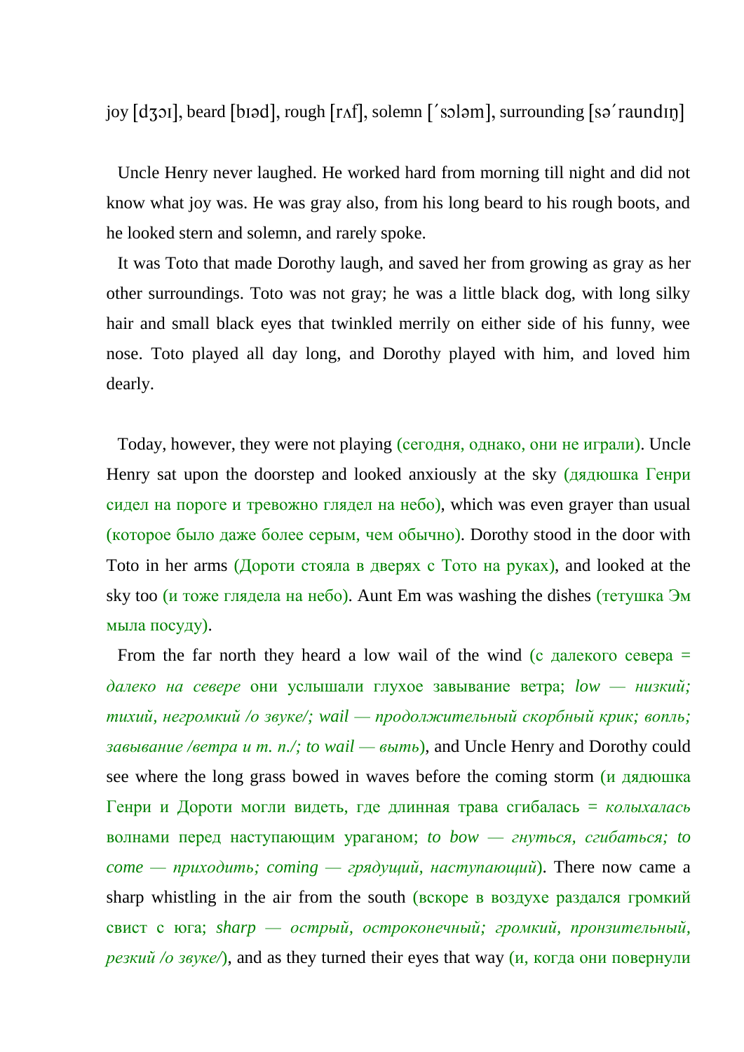joy [dʒɔɪ], beard [bɪəd], rough [rʌf], solemn [ˊsɔləm], surrounding [səˊraundɪŋ]

Uncle Henry never laughed. He worked hard from morning till night and did not know what joy was. He was gray also, from his long beard to his rough boots, and he looked stern and solemn, and rarely spoke.

It was Toto that made Dorothy laugh, and saved her from growing as gray as her other surroundings. Toto was not gray; he was a little black dog, with long silky hair and small black eyes that twinkled merrily on either side of his funny, wee nose. Toto played all day long, and Dorothy played with him, and loved him dearly.

Today, however, they were not playing (сегодня, однако, они не играли). Uncle Henry sat upon the doorstep and looked anxiously at the sky (дядюшка Генри сидел на пороге и тревожно глядел на небо), which was even grayer than usual (которое было даже более серым, чем обычно). Dorothy stood in the door with Toto in her arms (Дороти стояла в дверях с Тото на руках), and looked at the sky too (и тоже глядела на небо). Aunt Em was washing the dishes (тетушка Эм мыла посуду).

From the far north they heard a low wail of the wind (с далекого севера = *далеко на севере* они услышали глухое завывание ветра; *low — низкий; тихий, негромкий /о звуке/; wail — продолжительный скорбный крик; вопль; завывание /ветра и т. п./; to wail — выть*), and Uncle Henry and Dorothy could see where the long grass bowed in waves before the coming storm (и дядюшка Генри и Дороти могли видеть, где длинная трава сгибалась = *колыхалась* волнами перед наступающим ураганом; *to bow — гнуться, сгибаться; to come — приходить; coming — грядущий, наступающий*). There now came a sharp whistling in the air from the south (вскоре в воздухе раздался громкий свист с юга; *sharp — острый, остроконечный; громкий, пронзительный, резкий /о звуке/*), and as they turned their eyes that way (и, когда они повернули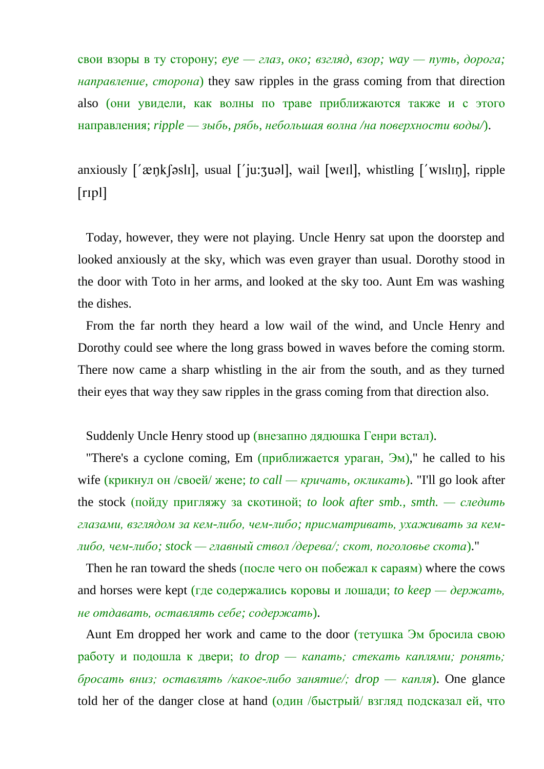свои взоры в ту сторону; *eye — глаз, око; взгляд, взор; way — путь, дорога; направление, сторона*) they saw ripples in the grass coming from that direction also (они увидели, как волны по траве приближаются также и с этого направления; *ripple — зыбь, рябь, небольшая волна /на поверхности воды/*).

anxiously [ˊæŋkʃəslɪ], usual [ˊju:ʒuəl], wail [weɪl], whistling [ˊwɪslɪŋ], ripple [rɪpl]

Today, however, they were not playing. Uncle Henry sat upon the doorstep and looked anxiously at the sky, which was even grayer than usual. Dorothy stood in the door with Toto in her arms, and looked at the sky too. Aunt Em was washing the dishes.

From the far north they heard a low wail of the wind, and Uncle Henry and Dorothy could see where the long grass bowed in waves before the coming storm. There now came a sharp whistling in the air from the south, and as they turned their eyes that way they saw ripples in the grass coming from that direction also.

Suddenly Uncle Henry stood up (внезапно дядюшка Генри встал).

"There's a cyclone coming, Em (приближается ураган, Эм)," he called to his wife (крикнул он /своей/ жене; *to call — кричать, окликать*). "I'll go look after the stock (пойду пригляжу за скотиной; *to look after smb., smth. — следить глазами, взглядом за кем-либо, чем-либо; присматривать, ухаживать за кем-либо, чем-либо; stock — главный ствол /дерева/; скот, поголовье скота*)."

Then he ran toward the sheds (после чего он побежал к сараям) where the cows and horses were kept (где содержались коровы и лошади; *to keep — держать, не отдавать, оставлять себе; содержать*).

Aunt Em dropped her work and came to the door (тетушка Эм бросила свою работу и подошла к двери; *to drop — капать; стекать каплями; ронять; бросать вниз; оставлять /какое-либо занятие/; drop — капля*). One glance told her of the danger close at hand (один /быстрый/ взгляд подсказал ей, что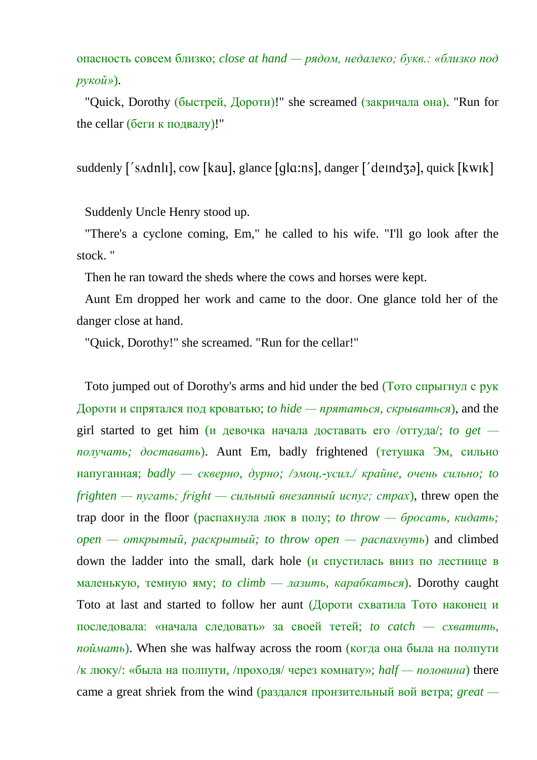опасность совсем близко; *close at hand — рядом, недалеко; букв.: «близко под рукой»*).

"Quick, Dorothy (быстрей, Дороти)!" she screamed (закричала она). "Run for the cellar (беги к подвалу)!"

suddenly [ˊsʌdnlɪ], cow [kau], glance [glɑ:ns], danger [ˊdeɪndʒə], quick [kwɪk]

Suddenly Uncle Henry stood up.

"There's a cyclone coming, Em," he called to his wife. "I'll go look after the stock. "

Then he ran toward the sheds where the cows and horses were kept.

Aunt Em dropped her work and came to the door. One glance told her of the danger close at hand.

"Quick, Dorothy!" she screamed. "Run for the cellar!"

Toto jumped out of Dorothy's arms and hid under the bed (Тото спрыгнул с рук Дороти и спрятался под кроватью; *to hide — прятаться, скрываться*), and the girl started to get him (и девочка начала доставать его /оттуда/; *to get — получать; доставать*). Aunt Em, badly frightened (тетушка Эм, сильно напуганная; *badly — скверно, дурно; /эмоц.-усил./ крайне, очень сильно; to frighten — пугать; fright — сильный внезапный испуг; страх*), threw open the trap door in the floor (распахнула люк в полу; *to throw — бросать, кидать; open — открытый, раскрытый; to throw open — распахнуть*) and climbed down the ladder into the small, dark hole (и спустилась вниз по лестнице в маленькую, темную яму; *to climb — лазить, карабкаться*). Dorothy caught Toto at last and started to follow her aunt (Дороти схватила Тото наконец и последовала: «начала следовать» за своей тетей; *to catch — схватить, поймать*). When she was halfway across the room (когда она была на полпути /к люку/: «была на полпути, /проходя/ через комнату»; *half — половина*) there came a great shriek from the wind (раздался пронзительный вой ветра; *great —*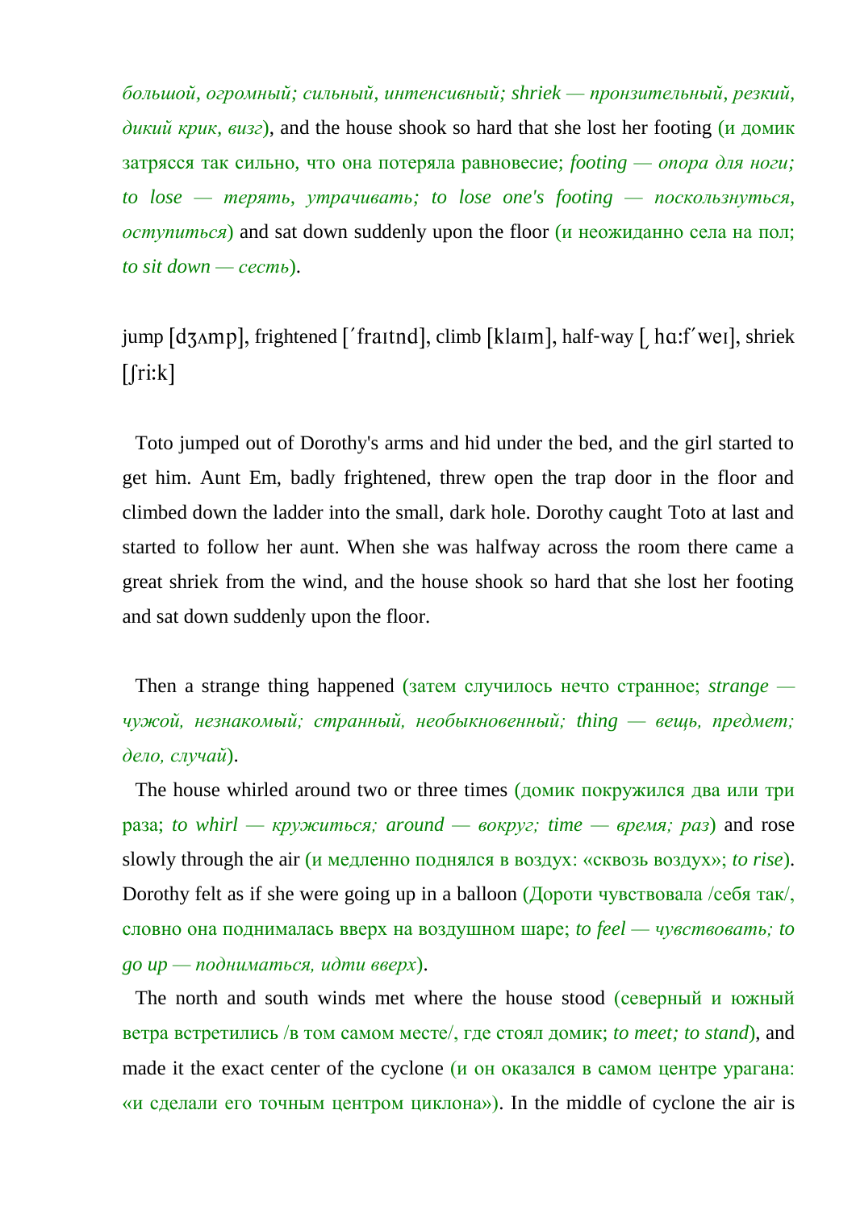*большой, огромный; сильный, интенсивный; shriek — пронзительный, резкий, дикий крик, визг*), and the house shook so hard that she lost her footing (и домик затрясся так сильно, что она потеряла равновесие; *footing — опора для ноги; to lose — терять, утрачивать; to lose one's footing — поскользнуться, оступиться*) and sat down suddenly upon the floor (и неожиданно села на пол; *to sit down — сесть*).

jump [dʒʌmp], frightened [ˈfraɪtnd], climb [klaɪm], half-way [ˌhɑːfˈweɪ], shriek [ʃriːk]

Toto jumped out of Dorothy's arms and hid under the bed, and the girl started to get him. Aunt Em, badly frightened, threw open the trap door in the floor and climbed down the ladder into the small, dark hole. Dorothy caught Toto at last and started to follow her aunt. When she was halfway across the room there came a great shriek from the wind, and the house shook so hard that she lost her footing and sat down suddenly upon the floor.

Then a strange thing happened (затем случилось нечто странное; *strange — чужой, незнакомый; странный, необыкновенный; thing — вещь, предмет; дело, случай*).

The house whirled around two or three times (домик покружился два или три раза; *to whirl — кружиться; around — вокруг; time — время; раз*) and rose slowly through the air (и медленно поднялся в воздух: «сквозь воздух»; *to rise*). Dorothy felt as if she were going up in a balloon (Дороти чувствовала /себя так/, словно она поднималась вверх на воздушном шаре; *to feel — чувствовать; to go up — подниматься, идти вверх*).

The north and south winds met where the house stood (северный и южный ветра встретились /в том самом месте/, где стоял домик; *to meet; to stand*), and made it the exact center of the cyclone (и он оказался в самом центре урагана: «и сделали его точным центром циклона»). In the middle of cyclone the air is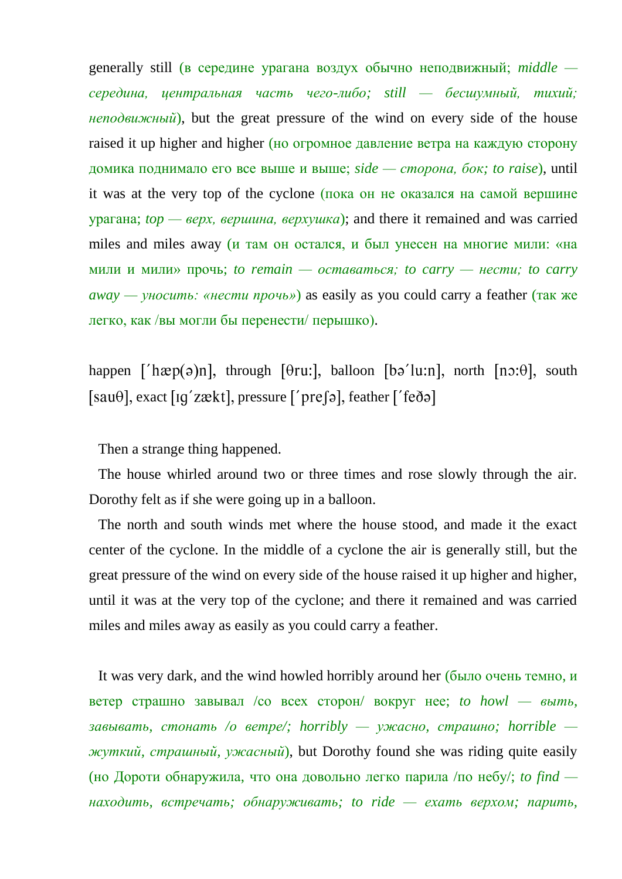generally still (в середине урагана воздух обычно неподвижный; *middle — середина, центральная часть чего-либо; still — бесшумный, тихий; неподвижный*), but the great pressure of the wind on every side of the house raised it up higher and higher (но огромное давление ветра на каждую сторону домика поднимало его все выше и выше; *side — сторона, бок; to raise*), until it was at the very top of the cyclone (пока он не оказался на самой вершине урагана; *top — верх, вершина, верхушка*); and there it remained and was carried miles and miles away (и там он остался, и был унесен на многие мили: «на мили и мили» прочь; *to remain — оставаться; to carry — нести; to carry away — уносить: «нести прочь»*) as easily as you could carry a feather (так же легко, как /вы могли бы перенести/ перышко).

happen [´hæp(ə)n], through [θru:], balloon [bə´lu:n], north [nɔ:θ], south [sauθ], exact [ɪg´zækt], pressure [´preʃə], feather [´feðə]

Then a strange thing happened.

The house whirled around two or three times and rose slowly through the air. Dorothy felt as if she were going up in a balloon.

The north and south winds met where the house stood, and made it the exact center of the cyclone. In the middle of a cyclone the air is generally still, but the great pressure of the wind on every side of the house raised it up higher and higher, until it was at the very top of the cyclone; and there it remained and was carried miles and miles away as easily as you could carry a feather.

It was very dark, and the wind howled horribly around her (было очень темно, и ветер страшно завывал /со всех сторон/ вокруг нее; *to howl — выть, завывать, стонать /о ветре/; horribly — ужасно, страшно; horrible — жуткий, страшный, ужасный*), but Dorothy found she was riding quite easily (но Дороти обнаружила, что она довольно легко парила /по небу/; *to find — находить, встречать; обнаруживать; to ride — ехать верхом; парить,*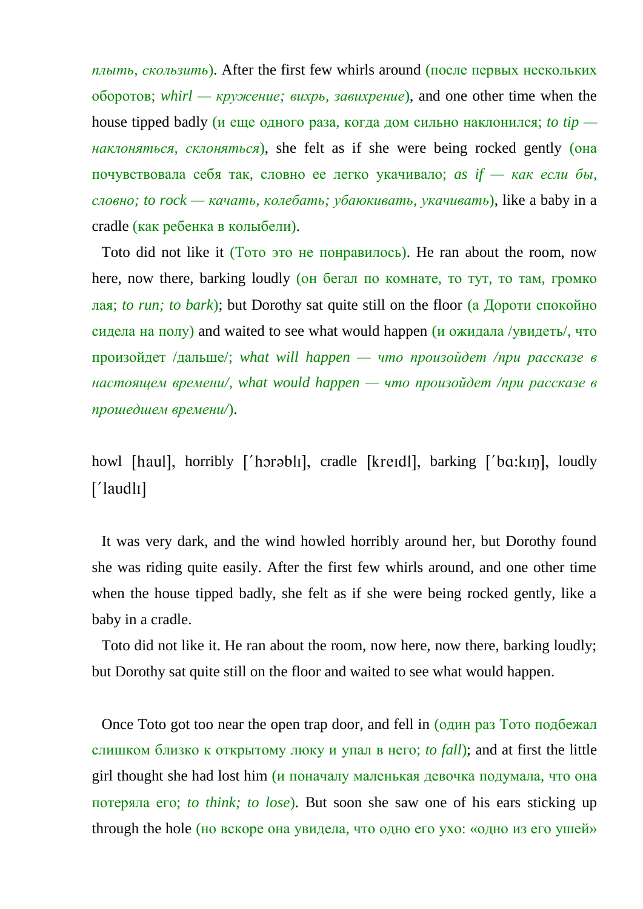*плыть, скользить*). After the first few whirls around (после первых нескольких оборотов; *whirl — кружение; вихрь, завихрение*), and one other time when the house tipped badly (и еще одного раза, когда дом сильно наклонился; *to tip — наклоняться, склоняться*), she felt as if she were being rocked gently (она почувствовала себя так, словно ее легко укачивало; *as if — как если бы, словно; to rock — качать, колебать; убаюкивать, укачивать*), like a baby in a cradle (как ребенка в колыбели).

Toto did not like it (Тото это не понравилось). He ran about the room, now here, now there, barking loudly (он бегал по комнате, то тут, то там, громко лая; *to run; to bark*); but Dorothy sat quite still on the floor (а Дороти спокойно сидела на полу) and waited to see what would happen (и ожидала /увидеть/, что произойдет /дальше/; *what will happen — что произойдет /при рассказе в настоящем времени/, what would happen — что произойдет /при рассказе в прошедшем времени/*).

howl [haul], horribly [΄hɔrəblɪ], cradle [kreɪdl], barking [΄bɑ:kɪŋ], loudly [΄laudlɪ]

It was very dark, and the wind howled horribly around her, but Dorothy found she was riding quite easily. After the first few whirls around, and one other time when the house tipped badly, she felt as if she were being rocked gently, like a baby in a cradle.

Toto did not like it. He ran about the room, now here, now there, barking loudly; but Dorothy sat quite still on the floor and waited to see what would happen.

Once Toto got too near the open trap door, and fell in (один раз Тото подбежал слишком близко к открытому люку и упал в него; *to fall*); and at first the little girl thought she had lost him (и поначалу маленькая девочка подумала, что она потеряла его; *to think; to lose*). But soon she saw one of his ears sticking up through the hole (но вскоре она увидела, что одно его ухо: «одно из его ушей»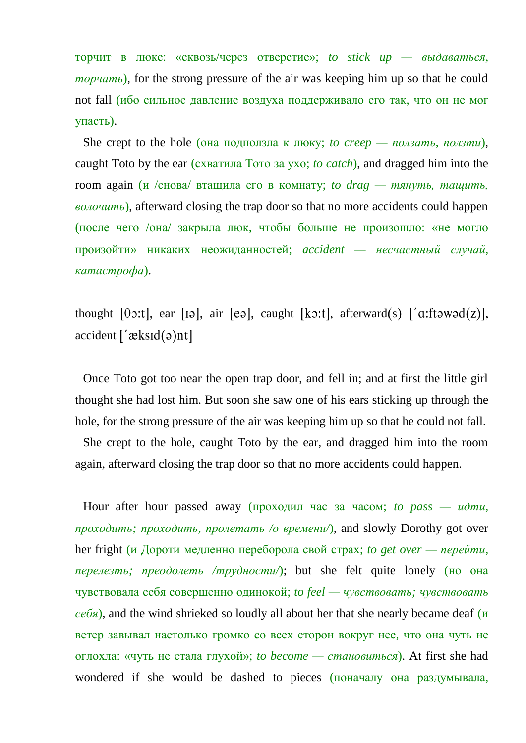торчит в люке: «сквозь/через отверстие»; *to stick up — выдаваться, торчать*), for the strong pressure of the air was keeping him up so that he could not fall (ибо сильное давление воздуха поддерживало его так, что он не мог упасть).

She crept to the hole (она подползла к люку; *to creep — ползать, ползти*), caught Toto by the ear (схватила Тото за ухо; *to catch*), and dragged him into the room again (и /снова/ втащила его в комнату; *to drag — тянуть, тащить, волочить*), afterward closing the trap door so that no more accidents could happen (после чего /она/ закрыла люк, чтобы больше не произошло: «не могло произойти» никаких неожиданностей; *accident — несчастный случай, катастрофа*).

thought [θɔ:t], ear [ɪə], air [eə], caught [kɔ:t], afterward(s) [ˊɑ:ftəwəd(z)], accident [ˊæksɪd(ə)nt]

Once Toto got too near the open trap door, and fell in; and at first the little girl thought she had lost him. But soon she saw one of his ears sticking up through the hole, for the strong pressure of the air was keeping him up so that he could not fall.

She crept to the hole, caught Toto by the ear, and dragged him into the room again, afterward closing the trap door so that no more accidents could happen.

Hour after hour passed away (проходил час за часом; *to pass — идти, проходить; проходить, пролетать /о времени/*), and slowly Dorothy got over her fright (и Дороти медленно переборола свой страх; *to get over — перейти, перелезть; преодолеть /трудности/*); but she felt quite lonely (но она чувствовала себя совершенно одинокой; *to feel — чувствовать; чувствовать себя*), and the wind shrieked so loudly all about her that she nearly became deaf (и ветер завывал настолько громко со всех сторон вокруг нее, что она чуть не оглохла: «чуть не стала глухой»; *to become — становиться*). At first she had wondered if she would be dashed to pieces (поначалу она раздумывала,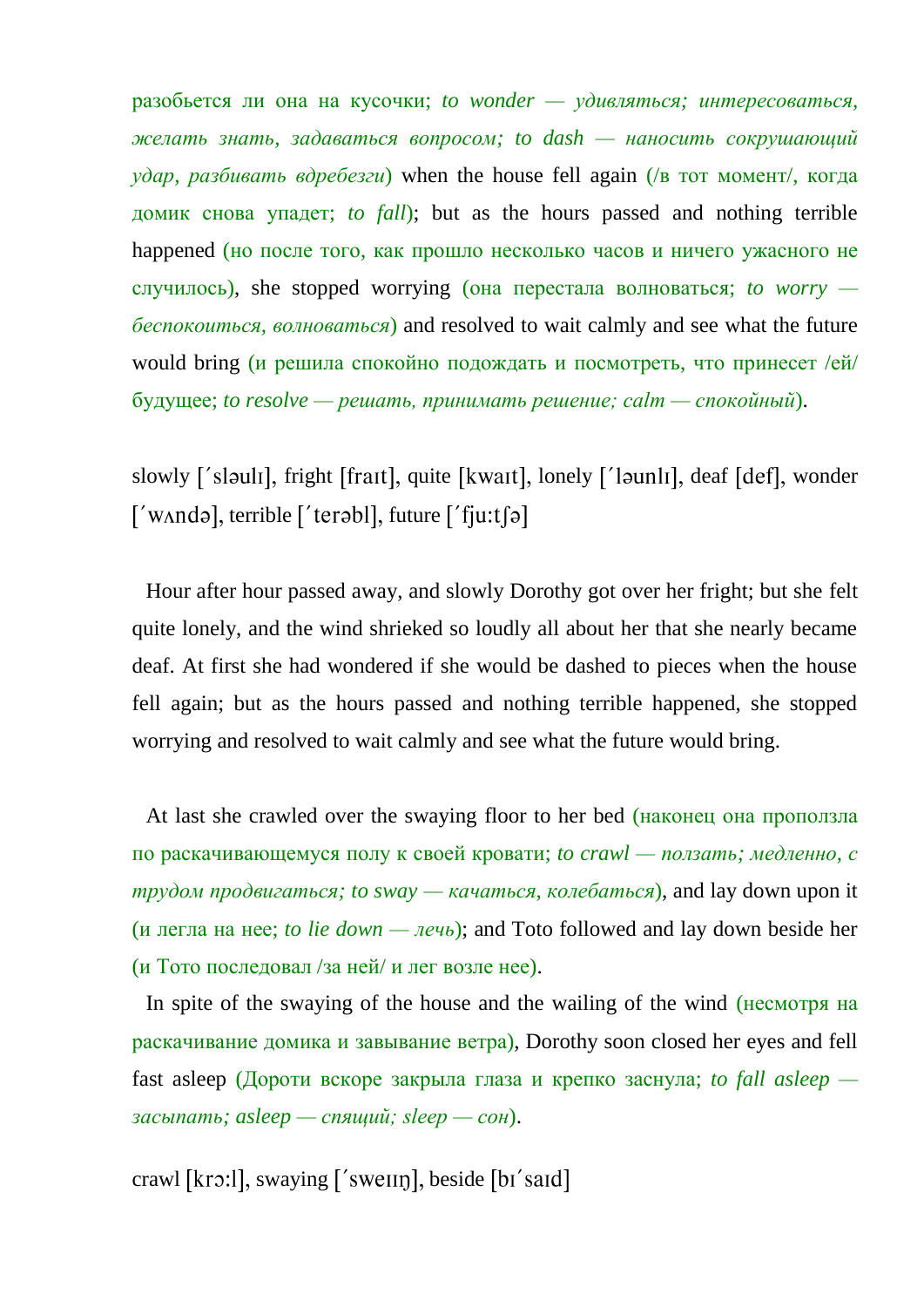разобьется ли она на кусочки; *to wonder — удивляться; интересоваться, желать знать, задаваться вопросом; to dash — наносить сокрушающий удар, разбивать вдребезги*) when the house fell again (/в тот момент/, когда домик снова упадет; *to fall*); but as the hours passed and nothing terrible happened (но после того, как прошло несколько часов и ничего ужасного не случилось), she stopped worrying (она перестала волноваться; *to worry — беспокоиться, волноваться*) and resolved to wait calmly and see what the future would bring (и решила спокойно подождать и посмотреть, что принесет /ей/ будущее; *to resolve — решать, принимать решение; calm — спокойный*).

slowly [ˊsləulɪ], fright [fraɪt], quite [kwaɪt], lonely [ˊləunlɪ], deaf [def], wonder [ˊwʌndə], terrible [ˊterəbl], future [ˊfju:tʃə]

Hour after hour passed away, and slowly Dorothy got over her fright; but she felt quite lonely, and the wind shrieked so loudly all about her that she nearly became deaf. At first she had wondered if she would be dashed to pieces when the house fell again; but as the hours passed and nothing terrible happened, she stopped worrying and resolved to wait calmly and see what the future would bring.

At last she crawled over the swaying floor to her bed (наконец она проползла по раскачивающемуся полу к своей кровати; *to crawl — ползать; медленно, с трудом продвигаться; to sway — качаться, колебаться*), and lay down upon it (и легла на нее; *to lie down — лечь*); and Toto followed and lay down beside her (и Тото последовал /за ней/ и лег возле нее).

In spite of the swaying of the house and the wailing of the wind (несмотря на раскачивание домика и завывание ветра), Dorothy soon closed her eyes and fell fast asleep (Дороти вскоре закрыла глаза и крепко заснула; *to fall asleep — засыпать; asleep — спящий; sleep — сон*).

crawl [krɔ:l], swaying [ˊsweɪɪŋ], beside [bɪˊsaɪd]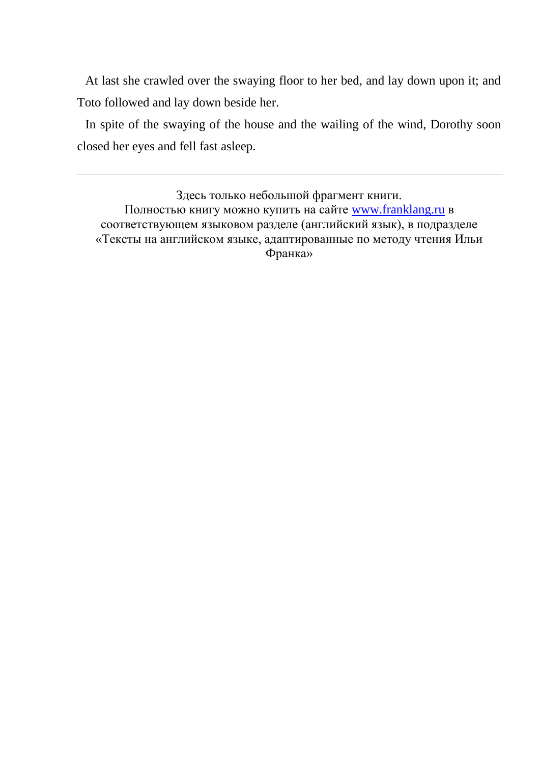At last she crawled over the swaying floor to her bed, and lay down upon it; and Toto followed and lay down beside her.

In spite of the swaying of the house and the wailing of the wind, Dorothy soon closed her eyes and fell fast asleep.

---

Здесь только небольшой фрагмент книги.
Полностью книгу можно купить на сайте [www.franklang.ru](http://www.franklang.ru) в соответствующем языковом разделе (английский язык), в подразделе «Тексты на английском языке, адаптированные по методу чтения Ильи Франка»